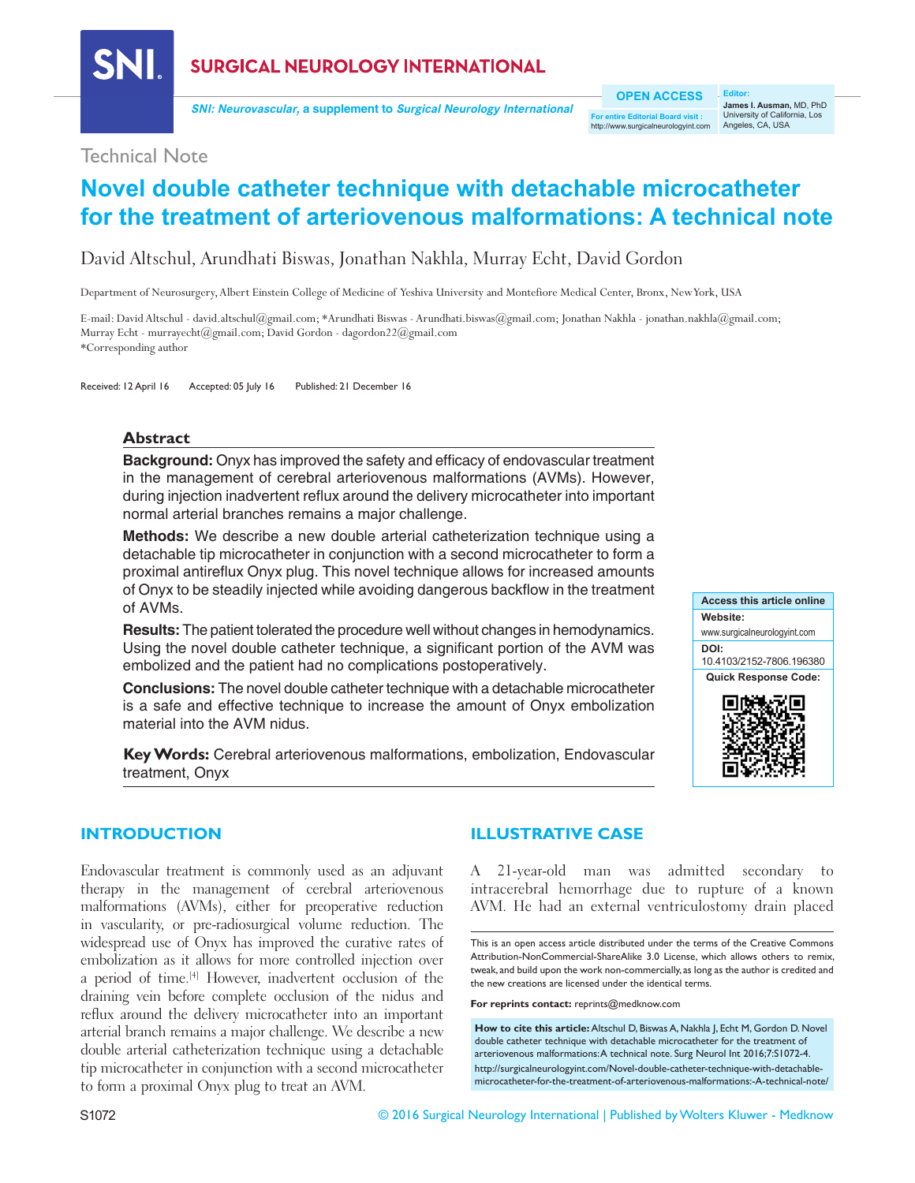Technical Note

# Novel double catheter technique with detachable microcatheter for the treatment of arteriovenous malformations: A technical note

David Altschul, Arundhati Biswas, Jonathan Nakhla, Murray Echt, David Gordon

Department of Neurosurgery, Albert Einstein College of Medicine of Yeshiva University and Montefiore Medical Center, Bronx, New York, USA

E-mail: David Altschul - david.altschul@gmail.com; *Arundhati Biswas - Arundhati.biswas@gmail.com; Jonathan Nakhla - jonathan.nakhla@gmail.com; Murray Echt - murrayecht@gmail.com; David Gordon - dagordon22@gmail.com
*Corresponding author

Received: 12 April 16 Accepted: 05 July 16 Published: 21 December 16

## Abstract

**Background:** Onyx has improved the safety and efficacy of endovascular treatment in the management of cerebral arteriovenous malformations (AVMs). However, during injection inadvertent reflux around the delivery microcatheter into important normal arterial branches remains a major challenge.

**Methods:** We describe a new double arterial catheterization technique using a detachable tip microcatheter in conjunction with a second microcatheter to form a proximal antireflux Onyx plug. This novel technique allows for increased amounts of Onyx to be steadily injected while avoiding dangerous backflow in the treatment of AVMs.

**Results:** The patient tolerated the procedure well without changes in hemodynamics. Using the novel double catheter technique, a significant portion of the AVM was embolized and the patient had no complications postoperatively.

**Conclusions:** The novel double catheter technique with a detachable microcatheter is a safe and effective technique to increase the amount of Onyx embolization material into the AVM nidus.

**Key Words:** Cerebral arteriovenous malformations, embolization, Endovascular treatment, Onyx

**Access this article online**
Website: www.surgicalneurologyint.com
DOI: 10.4103/2152-7806.196380
Quick Response Code:

## INTRODUCTION

Endovascular treatment is commonly used as an adjuvant therapy in the management of cerebral arteriovenous malformations (AVMs), either for preoperative reduction in vascularity, or pre-radiosurgical volume reduction. The widespread use of Onyx has improved the curative rates of embolization as it allows for more controlled injection over a period of time.[4] However, inadvertent occlusion of the draining vein before complete occlusion of the nidus and reflux around the delivery microcatheter into an important arterial branch remains a major challenge. We describe a new double arterial catheterization technique using a detachable tip microcatheter in conjunction with a second microcatheter to form a proximal Onyx plug to treat an AVM.

## ILLUSTRATIVE CASE

A 21-year-old man was admitted secondary to intracerebral hemorrhage due to rupture of a known AVM. He had an external ventriculostomy drain placed

This is an open access article distributed under the terms of the Creative Commons Attribution-NonCommercial-ShareAlike 3.0 License, which allows others to remix, tweak, and build upon the work non-commercially, as long as the author is credited and the new creations are licensed under the identical terms.

**For reprints contact:** reprints@medknow.com

**How to cite this article:** Altschul D, Biswas A, Nakhla J, Echt M, Gordon D. Novel double catheter technique with detachable microcatheter for the treatment of arteriovenous malformations: A technical note. Surg Neurol Int 2016;7:S1072-4. http://surgicalneurologyint.com/Novel-double-catheter-technique-with-detachable-microcatheter-for-the-treatment-of-arteriovenous-malformations:-A-technical-note/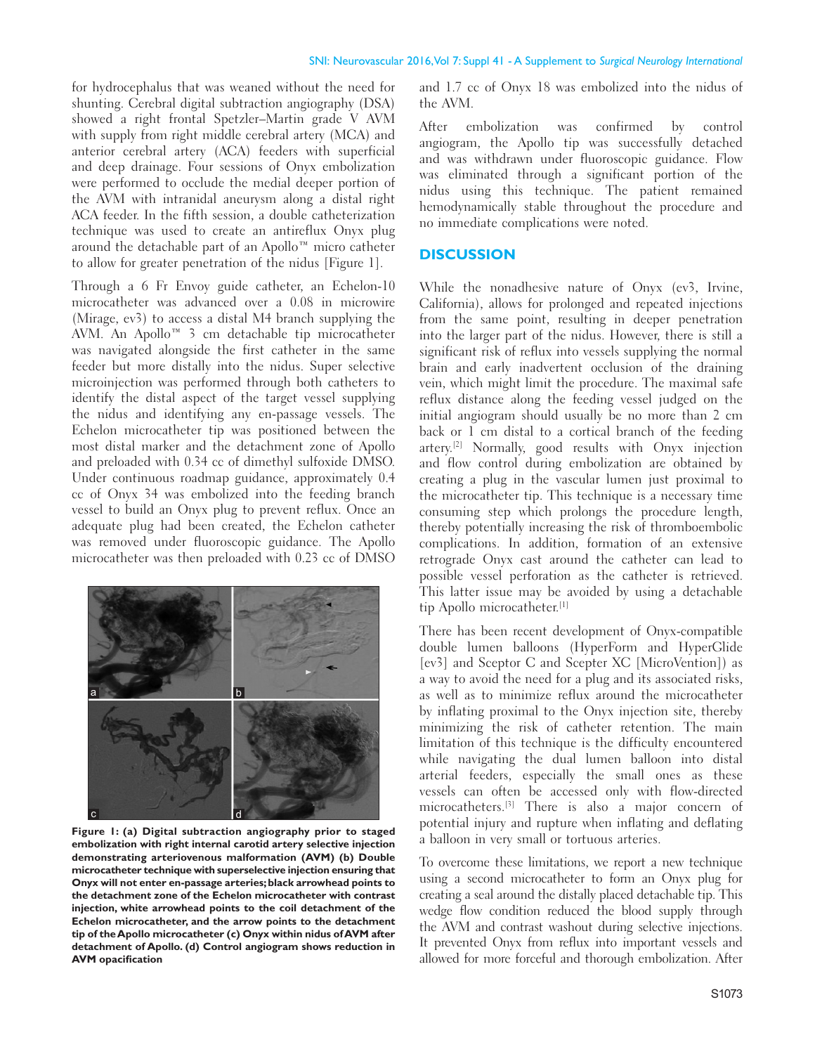for hydrocephalus that was weaned without the need for shunting. Cerebral digital subtraction angiography (DSA) showed a right frontal Spetzler–Martin grade V AVM with supply from right middle cerebral artery (MCA) and anterior cerebral artery (ACA) feeders with superficial and deep drainage. Four sessions of Onyx embolization were performed to occlude the medial deeper portion of the AVM with intranidal aneurysm along a distal right ACA feeder. In the fifth session, a double catheterization technique was used to create an antireflux Onyx plug around the detachable part of an Apollo™ micro catheter to allow for greater penetration of the nidus [Figure 1].

Through a 6 Fr Envoy guide catheter, an Echelon-10 microcatheter was advanced over a 0.08 in microwire (Mirage, ev3) to access a distal M4 branch supplying the AVM. An Apollo™ 3 cm detachable tip microcatheter was navigated alongside the first catheter in the same feeder but more distally into the nidus. Super selective microinjection was performed through both catheters to identify the distal aspect of the target vessel supplying the nidus and identifying any en-passage vessels. The Echelon microcatheter tip was positioned between the most distal marker and the detachment zone of Apollo and preloaded with 0.34 cc of dimethyl sulfoxide DMSO. Under continuous roadmap guidance, approximately 0.4 cc of Onyx 34 was embolized into the feeding branch vessel to build an Onyx plug to prevent reflux. Once an adequate plug had been created, the Echelon catheter was removed under fluoroscopic guidance. The Apollo microcatheter was then preloaded with 0.23 cc of DMSO and 1.7 cc of Onyx 18 was embolized into the nidus of the AVM.

After embolization was confirmed by control angiogram, the Apollo tip was successfully detached and was withdrawn under fluoroscopic guidance. Flow was eliminated through a significant portion of the nidus using this technique. The patient remained hemodynamically stable throughout the procedure and no immediate complications were noted.

**Figure 1: (a) Digital subtraction angiography prior to staged embolization with right internal carotid artery selective injection demonstrating arteriovenous malformation (AVM) (b) Double microcatheter technique with superselective injection ensuring that Onyx will not enter en-passage arteries; black arrowhead points to the detachment zone of the Echelon microcatheter with contrast injection, white arrowhead points to the coil detachment of the Echelon microcatheter, and the arrow points to the detachment tip of the Apollo microcatheter (c) Onyx within nidus of AVM after detachment of Apollo. (d) Control angiogram shows reduction in AVM opacification**

## DISCUSSION

While the nonadhesive nature of Onyx (ev3, Irvine, California), allows for prolonged and repeated injections from the same point, resulting in deeper penetration into the larger part of the nidus. However, there is still a significant risk of reflux into vessels supplying the normal brain and early inadvertent occlusion of the draining vein, which might limit the procedure. The maximal safe reflux distance along the feeding vessel judged on the initial angiogram should usually be no more than 2 cm back or 1 cm distal to a cortical branch of the feeding artery.[2] Normally, good results with Onyx injection and flow control during embolization are obtained by creating a plug in the vascular lumen just proximal to the microcatheter tip. This technique is a necessary time consuming step which prolongs the procedure length, thereby potentially increasing the risk of thromboembolic complications. In addition, formation of an extensive retrograde Onyx cast around the catheter can lead to possible vessel perforation as the catheter is retrieved. This latter issue may be avoided by using a detachable tip Apollo microcatheter.[1]

There has been recent development of Onyx-compatible double lumen balloons (HyperForm and HyperGlide [ev3] and Sceptor C and Scepter XC [MicroVention]) as a way to avoid the need for a plug and its associated risks, as well as to minimize reflux around the microcatheter by inflating proximal to the Onyx injection site, thereby minimizing the risk of catheter retention. The main limitation of this technique is the difficulty encountered while navigating the dual lumen balloon into distal arterial feeders, especially the small ones as these vessels can often be accessed only with flow-directed microcatheters.[3] There is also a major concern of potential injury and rupture when inflating and deflating a balloon in very small or tortuous arteries.

To overcome these limitations, we report a new technique using a second microcatheter to form an Onyx plug for creating a seal around the distally placed detachable tip. This wedge flow condition reduced the blood supply through the AVM and contrast washout during selective injections. It prevented Onyx from reflux into important vessels and allowed for more forceful and thorough embolization. After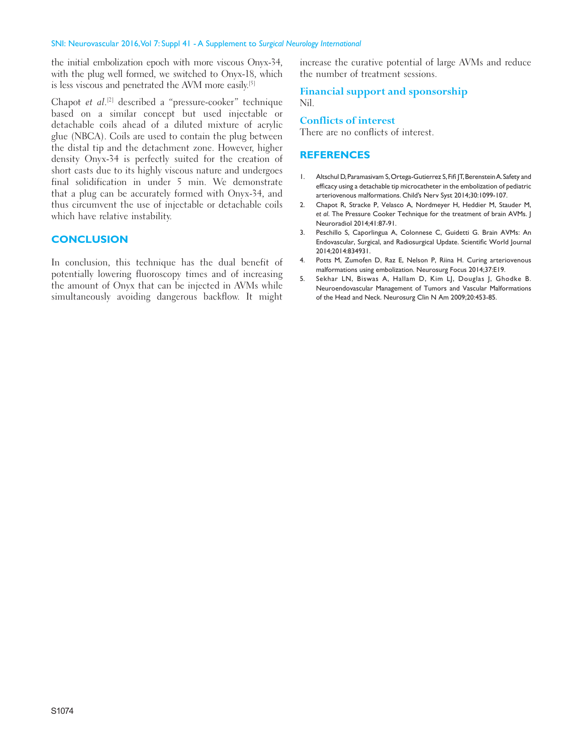the initial embolization epoch with more viscous Onyx-34, with the plug well formed, we switched to Onyx-18, which is less viscous and penetrated the AVM more easily.[5]

Chapot *et al*.[2] described a "pressure-cooker" technique based on a similar concept but used injectable or detachable coils ahead of a diluted mixture of acrylic glue (NBCA). Coils are used to contain the plug between the distal tip and the detachment zone. However, higher density Onyx-34 is perfectly suited for the creation of short casts due to its highly viscous nature and undergoes final solidification in under 5 min. We demonstrate that a plug can be accurately formed with Onyx-34, and thus circumvent the use of injectable or detachable coils which have relative instability.

## CONCLUSION

In conclusion, this technique has the dual benefit of potentially lowering fluoroscopy times and of increasing the amount of Onyx that can be injected in AVMs while simultaneously avoiding dangerous backflow. It might increase the curative potential of large AVMs and reduce the number of treatment sessions.

### Financial support and sponsorship

Nil.

### Conflicts of interest

There are no conflicts of interest.

## REFERENCES

1. Altschul D, Paramasivam S, Ortega-Gutierrez S, Fifi JT, Berenstein A. Safety and efficacy using a detachable tip microcatheter in the embolization of pediatric arteriovenous malformations. Child's Nerv Syst 2014;30:1099-107.
2. Chapot R, Stracke P, Velasco A, Nordmeyer H, Heddier M, Stauder M, *et al*. The Pressure Cooker Technique for the treatment of brain AVMs. J Neuroradiol 2014;41:87-91.
3. Peschillo S, Caporlingua A, Colonnese C, Guidetti G. Brain AVMs: An Endovascular, Surgical, and Radiosurgical Update. Scientific World Journal 2014;2014:834931.
4. Potts M, Zumofen D, Raz E, Nelson P, Riina H. Curing arteriovenous malformations using embolization. Neurosurg Focus 2014;37:E19.
5. Sekhar LN, Biswas A, Hallam D, Kim LJ, Douglas J, Ghodke B. Neuroendovascular Management of Tumors and Vascular Malformations of the Head and Neck. Neurosurg Clin N Am 2009;20:453-85.